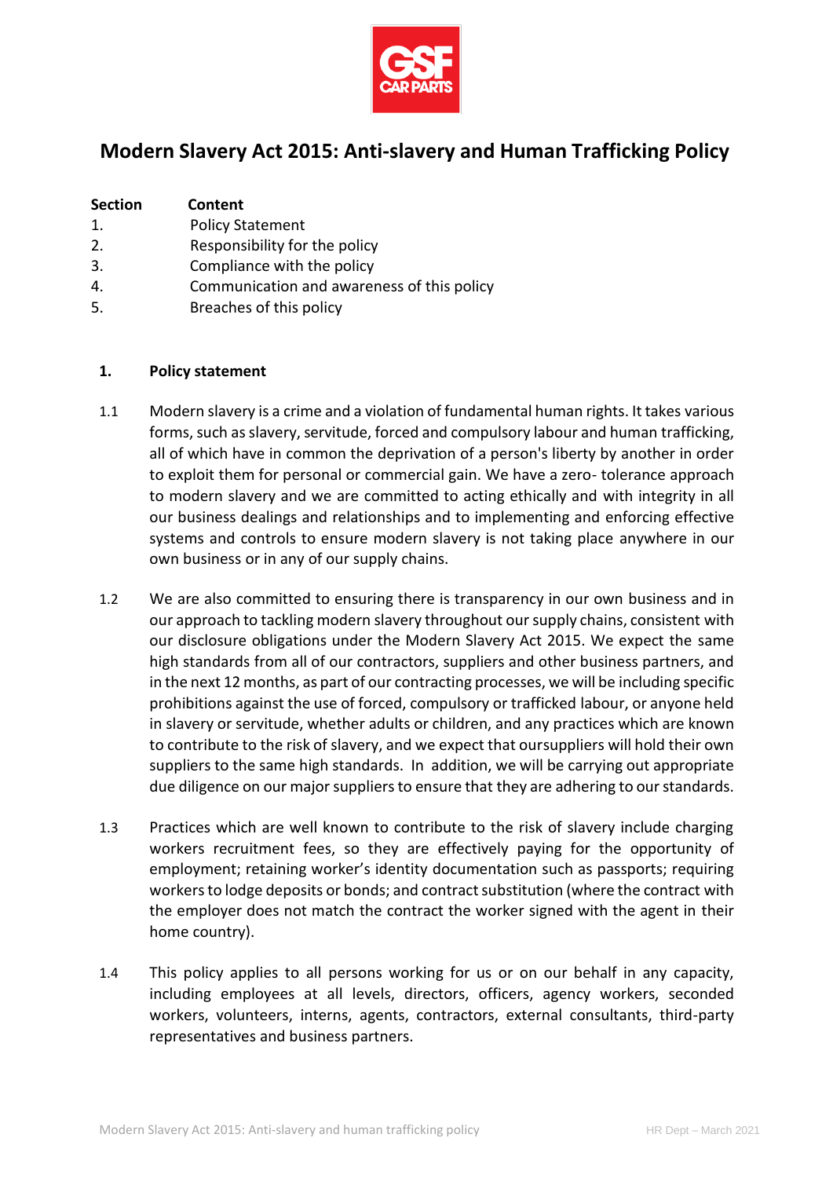# Modern Slavery Act 2015: Anti-slavery and Human Trafficking Policy

| Section | Content |
|---|---|
| 1. | Policy Statement |
| 2. | Responsibility for the policy |
| 3. | Compliance with the policy |
| 4. | Communication and awareness of this policy |
| 5. | Breaches of this policy |

## 1. Policy statement

1.1 Modern slavery is a crime and a violation of fundamental human rights. It takes various forms, such as slavery, servitude, forced and compulsory labour and human trafficking, all of which have in common the deprivation of a person's liberty by another in order to exploit them for personal or commercial gain. We have a zero- tolerance approach to modern slavery and we are committed to acting ethically and with integrity in all our business dealings and relationships and to implementing and enforcing effective systems and controls to ensure modern slavery is not taking place anywhere in our own business or in any of our supply chains.

1.2 We are also committed to ensuring there is transparency in our own business and in our approach to tackling modern slavery throughout our supply chains, consistent with our disclosure obligations under the Modern Slavery Act 2015. We expect the same high standards from all of our contractors, suppliers and other business partners, and in the next 12 months, as part of our contracting processes, we will be including specific prohibitions against the use of forced, compulsory or trafficked labour, or anyone held in slavery or servitude, whether adults or children, and any practices which are known to contribute to the risk of slavery, and we expect that oursuppliers will hold their own suppliers to the same high standards. In addition, we will be carrying out appropriate due diligence on our major suppliers to ensure that they are adhering to our standards.

1.3 Practices which are well known to contribute to the risk of slavery include charging workers recruitment fees, so they are effectively paying for the opportunity of employment; retaining worker's identity documentation such as passports; requiring workers to lodge deposits or bonds; and contract substitution (where the contract with the employer does not match the contract the worker signed with the agent in their home country).

1.4 This policy applies to all persons working for us or on our behalf in any capacity, including employees at all levels, directors, officers, agency workers, seconded workers, volunteers, interns, agents, contractors, external consultants, third-party representatives and business partners.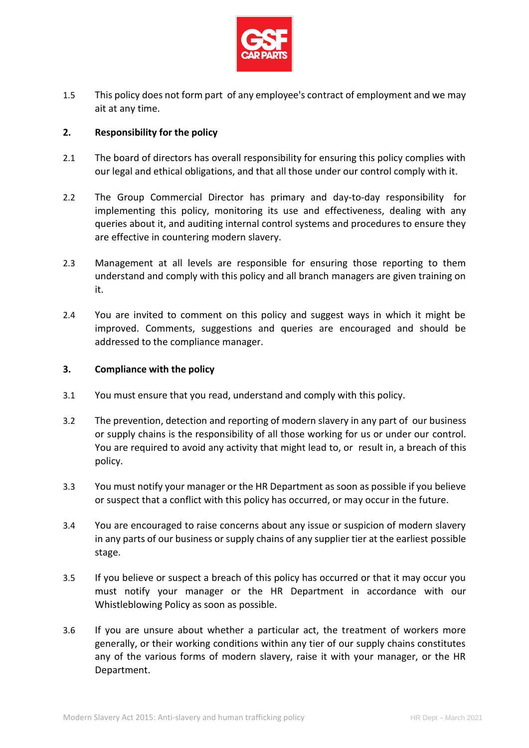1.5 This policy does not form part of any employee's contract of employment and we may ait at any time.

## 2. Responsibility for the policy

2.1 The board of directors has overall responsibility for ensuring this policy complies with our legal and ethical obligations, and that all those under our control comply with it.

2.2 The Group Commercial Director has primary and day-to-day responsibility for implementing this policy, monitoring its use and effectiveness, dealing with any queries about it, and auditing internal control systems and procedures to ensure they are effective in countering modern slavery.

2.3 Management at all levels are responsible for ensuring those reporting to them understand and comply with this policy and all branch managers are given training on it.

2.4 You are invited to comment on this policy and suggest ways in which it might be improved. Comments, suggestions and queries are encouraged and should be addressed to the compliance manager.

## 3. Compliance with the policy

3.1 You must ensure that you read, understand and comply with this policy.

3.2 The prevention, detection and reporting of modern slavery in any part of our business or supply chains is the responsibility of all those working for us or under our control. You are required to avoid any activity that might lead to, or result in, a breach of this policy.

3.3 You must notify your manager or the HR Department as soon as possible if you believe or suspect that a conflict with this policy has occurred, or may occur in the future.

3.4 You are encouraged to raise concerns about any issue or suspicion of modern slavery in any parts of our business or supply chains of any supplier tier at the earliest possible stage.

3.5 If you believe or suspect a breach of this policy has occurred or that it may occur you must notify your manager or the HR Department in accordance with our Whistleblowing Policy as soon as possible.

3.6 If you are unsure about whether a particular act, the treatment of workers more generally, or their working conditions within any tier of our supply chains constitutes any of the various forms of modern slavery, raise it with your manager, or the HR Department.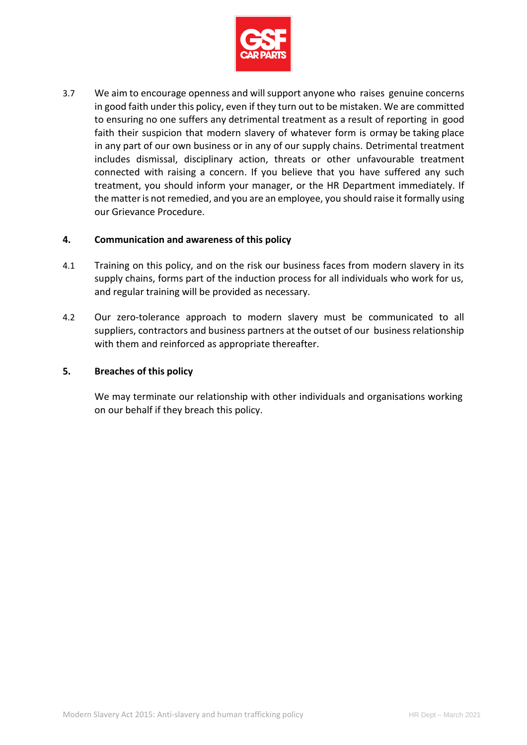3.7 We aim to encourage openness and will support anyone who raises genuine concerns in good faith under this policy, even if they turn out to be mistaken. We are committed to ensuring no one suffers any detrimental treatment as a result of reporting in good faith their suspicion that modern slavery of whatever form is ormay be taking place in any part of our own business or in any of our supply chains. Detrimental treatment includes dismissal, disciplinary action, threats or other unfavourable treatment connected with raising a concern. If you believe that you have suffered any such treatment, you should inform your manager, or the HR Department immediately. If the matter is not remedied, and you are an employee, you should raise it formally using our Grievance Procedure.

## 4. Communication and awareness of this policy

4.1 Training on this policy, and on the risk our business faces from modern slavery in its supply chains, forms part of the induction process for all individuals who work for us, and regular training will be provided as necessary.

4.2 Our zero-tolerance approach to modern slavery must be communicated to all suppliers, contractors and business partners at the outset of our business relationship with them and reinforced as appropriate thereafter.

## 5. Breaches of this policy

We may terminate our relationship with other individuals and organisations working on our behalf if they breach this policy.